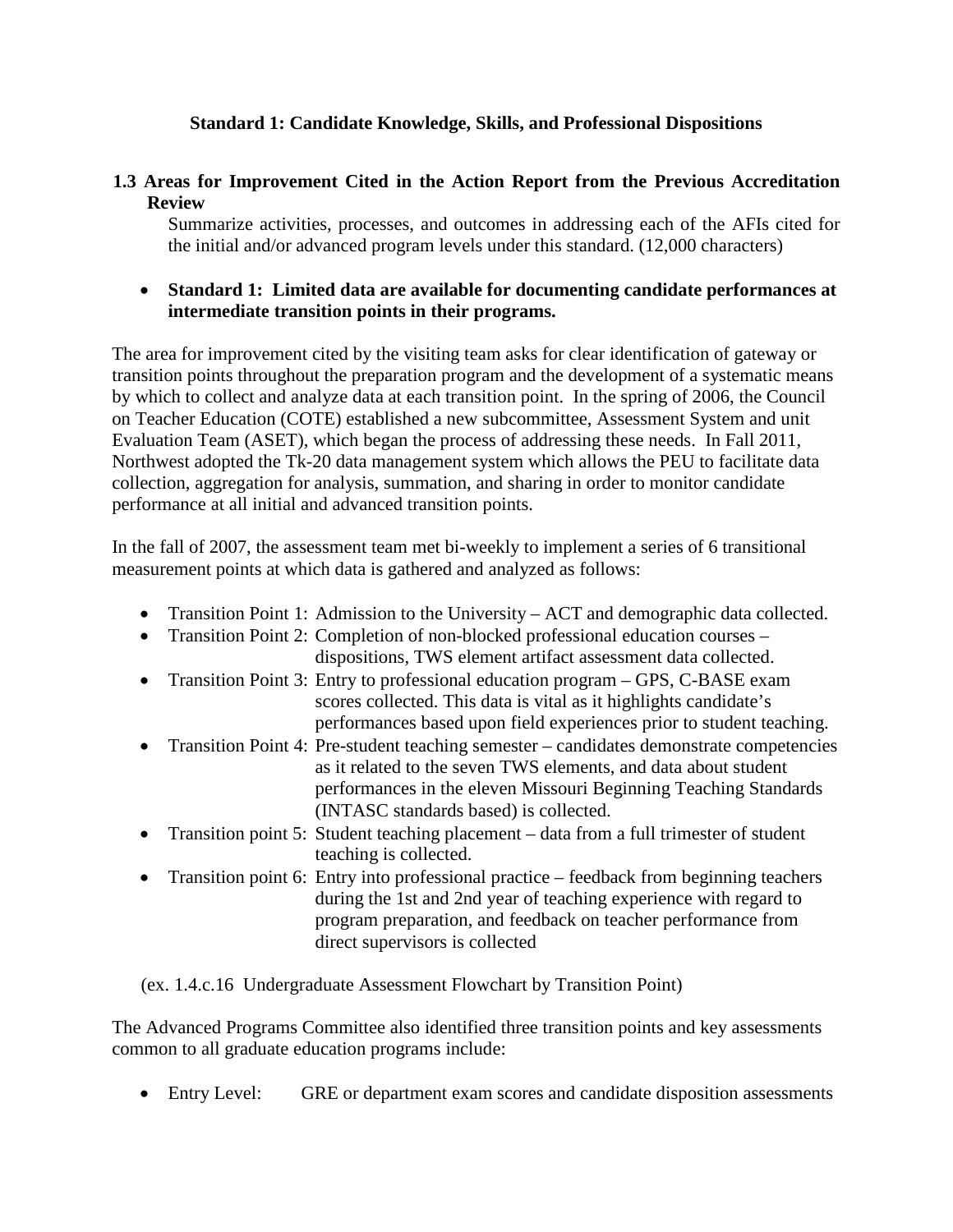**Standard 1: Candidate Knowledge, Skills, and Professional Dispositions**

**1.3 Areas for Improvement Cited in the Action Report from the Previous Accreditation Review**

Summarize activities, processes, and outcomes in addressing each of the AFIs cited for the initial and/or advanced program levels under this standard. (12,000 characters)

- **Standard 1: Limited data are available for documenting candidate performances at intermediate transition points in their programs.**

The area for improvement cited by the visiting team asks for clear identification of gateway or transition points throughout the preparation program and the development of a systematic means by which to collect and analyze data at each transition point. In the spring of 2006, the Council on Teacher Education (COTE) established a new subcommittee, Assessment System and unit Evaluation Team (ASET), which began the process of addressing these needs. In Fall 2011, Northwest adopted the Tk-20 data management system which allows the PEU to facilitate data collection, aggregation for analysis, summation, and sharing in order to monitor candidate performance at all initial and advanced transition points.

In the fall of 2007, the assessment team met bi-weekly to implement a series of 6 transitional measurement points at which data is gathered and analyzed as follows:

- Transition Point 1: Admission to the University – ACT and demographic data collected.
- Transition Point 2: Completion of non-blocked professional education courses – dispositions, TWS element artifact assessment data collected.
- Transition Point 3: Entry to professional education program – GPS, C-BASE exam scores collected. This data is vital as it highlights candidate's performances based upon field experiences prior to student teaching.
- Transition Point 4: Pre-student teaching semester – candidates demonstrate competencies as it related to the seven TWS elements, and data about student performances in the eleven Missouri Beginning Teaching Standards (INTASC standards based) is collected.
- Transition point 5: Student teaching placement – data from a full trimester of student teaching is collected.
- Transition point 6: Entry into professional practice – feedback from beginning teachers during the 1st and 2nd year of teaching experience with regard to program preparation, and feedback on teacher performance from direct supervisors is collected

(ex. 1.4.c.16 Undergraduate Assessment Flowchart by Transition Point)

The Advanced Programs Committee also identified three transition points and key assessments common to all graduate education programs include:

- Entry Level: GRE or department exam scores and candidate disposition assessments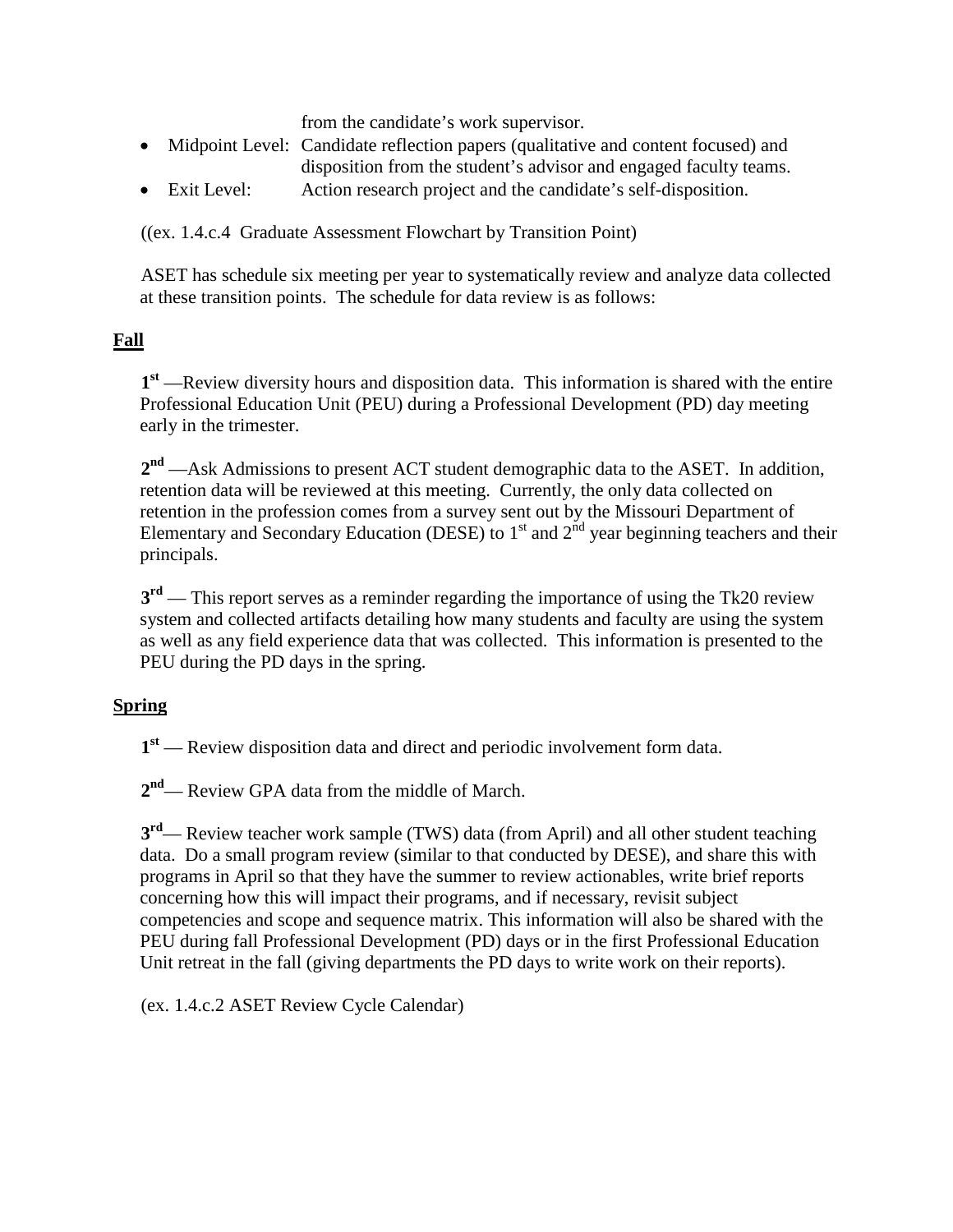from the candidate's work supervisor.

- Midpoint Level: Candidate reflection papers (qualitative and content focused) and disposition from the student's advisor and engaged faculty teams.
- Exit Level: Action research project and the candidate's self-disposition.

((ex. 1.4.c.4 Graduate Assessment Flowchart by Transition Point)

ASET has schedule six meeting per year to systematically review and analyze data collected at these transition points. The schedule for data review is as follows:

**Fall**

**1st** —Review diversity hours and disposition data. This information is shared with the entire Professional Education Unit (PEU) during a Professional Development (PD) day meeting early in the trimester.

**2nd** —Ask Admissions to present ACT student demographic data to the ASET. In addition, retention data will be reviewed at this meeting. Currently, the only data collected on retention in the profession comes from a survey sent out by the Missouri Department of Elementary and Secondary Education (DESE) to 1st and 2nd year beginning teachers and their principals.

**3rd** — This report serves as a reminder regarding the importance of using the Tk20 review system and collected artifacts detailing how many students and faculty are using the system as well as any field experience data that was collected. This information is presented to the PEU during the PD days in the spring.

**Spring**

**1st** — Review disposition data and direct and periodic involvement form data.

**2nd**— Review GPA data from the middle of March.

**3rd**— Review teacher work sample (TWS) data (from April) and all other student teaching data. Do a small program review (similar to that conducted by DESE), and share this with programs in April so that they have the summer to review actionables, write brief reports concerning how this will impact their programs, and if necessary, revisit subject competencies and scope and sequence matrix. This information will also be shared with the PEU during fall Professional Development (PD) days or in the first Professional Education Unit retreat in the fall (giving departments the PD days to write work on their reports).

(ex. 1.4.c.2 ASET Review Cycle Calendar)